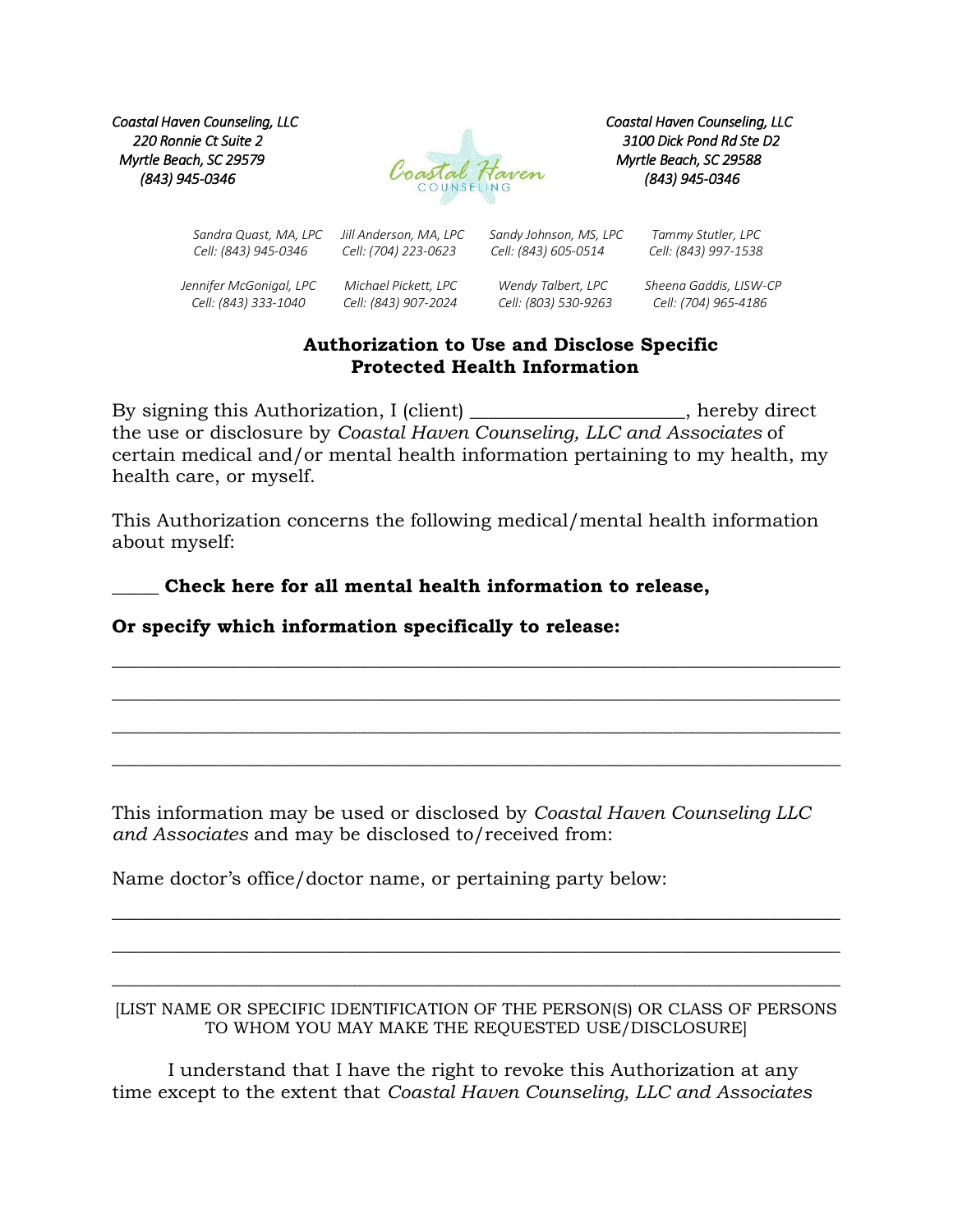*Coastal Haven Counseling, LLC*
*220 Ronnie Ct Suite 2*
*Myrtle Beach, SC 29579*
*(843) 945-0346*

*Coastal Haven Counseling, LLC*
*3100 Dick Pond Rd Ste D2*
*Myrtle Beach, SC 29588*
*(843) 945-0346*

| | | | |
|---|---|---|---|
| *Sandra Quast, MA, LPC* *Cell: (843) 945-0346* | *Jill Anderson, MA, LPC* *Cell: (704) 223-0623* | *Sandy Johnson, MS, LPC* *Cell: (843) 605-0514* | *Tammy Stutler, LPC* *Cell: (843) 997-1538* |
| *Jennifer McGonigal, LPC* *Cell: (843) 333-1040* | *Michael Pickett, LPC* *Cell: (843) 907-2024* | *Wendy Talbert, LPC* *Cell: (803) 530-9263* | *Sheena Gaddis, LISW-CP* *Cell: (704) 965-4186* |

## Authorization to Use and Disclose Specific Protected Health Information

By signing this Authorization, I (client) ______________________, hereby direct the use or disclosure by *Coastal Haven Counseling, LLC and Associates* of certain medical and/or mental health information pertaining to my health, my health care, or myself.

This Authorization concerns the following medical/mental health information about myself:

_____ **Check here for all mental health information to release,**

**Or specify which information specifically to release:**

_____________________________________________________________________________

_____________________________________________________________________________

_____________________________________________________________________________

_____________________________________________________________________________

This information may be used or disclosed by *Coastal Haven Counseling LLC and Associates* and may be disclosed to/received from:

Name doctor's office/doctor name, or pertaining party below:

_____________________________________________________________________________

_____________________________________________________________________________

_____________________________________________________________________________

[LIST NAME OR SPECIFIC IDENTIFICATION OF THE PERSON(S) OR CLASS OF PERSONS TO WHOM YOU MAY MAKE THE REQUESTED USE/DISCLOSURE]

I understand that I have the right to revoke this Authorization at any time except to the extent that *Coastal Haven Counseling, LLC and Associates*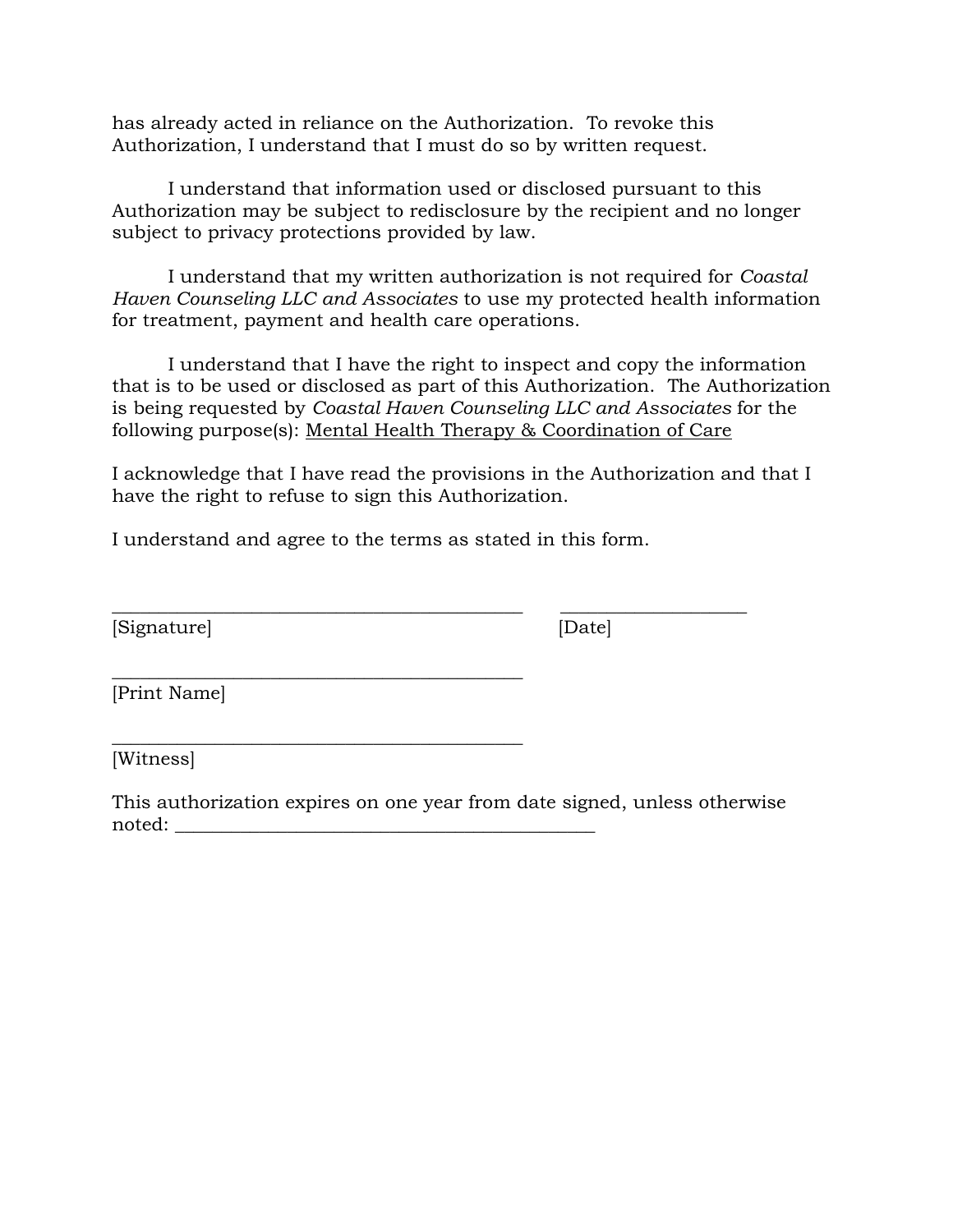has already acted in reliance on the Authorization. To revoke this Authorization, I understand that I must do so by written request.

I understand that information used or disclosed pursuant to this Authorization may be subject to redisclosure by the recipient and no longer subject to privacy protections provided by law.

I understand that my written authorization is not required for *Coastal Haven Counseling LLC and Associates* to use my protected health information for treatment, payment and health care operations.

I understand that I have the right to inspect and copy the information that is to be used or disclosed as part of this Authorization. The Authorization is being requested by *Coastal Haven Counseling LLC and Associates* for the following purpose(s): Mental Health Therapy & Coordination of Care

I acknowledge that I have read the provisions in the Authorization and that I have the right to refuse to sign this Authorization.

I understand and agree to the terms as stated in this form.

\_\_\_\_\_\_\_\_\_\_\_\_\_\_\_\_\_\_\_\_\_\_\_\_\_\_\_\_\_\_\_\_\_\_\_\_\_\_\_\_\_\_\_\_ \_\_\_\_\_\_\_\_\_\_\_\_\_\_\_\_\_\_\_\_
[Signature] [Date]

\_\_\_\_\_\_\_\_\_\_\_\_\_\_\_\_\_\_\_\_\_\_\_\_\_\_\_\_\_\_\_\_\_\_\_\_\_\_\_\_\_\_\_\_
[Print Name]

\_\_\_\_\_\_\_\_\_\_\_\_\_\_\_\_\_\_\_\_\_\_\_\_\_\_\_\_\_\_\_\_\_\_\_\_\_\_\_\_\_\_\_\_
[Witness]

This authorization expires on one year from date signed, unless otherwise noted: \_\_\_\_\_\_\_\_\_\_\_\_\_\_\_\_\_\_\_\_\_\_\_\_\_\_\_\_\_\_\_\_\_\_\_\_\_\_\_\_\_\_\_\_